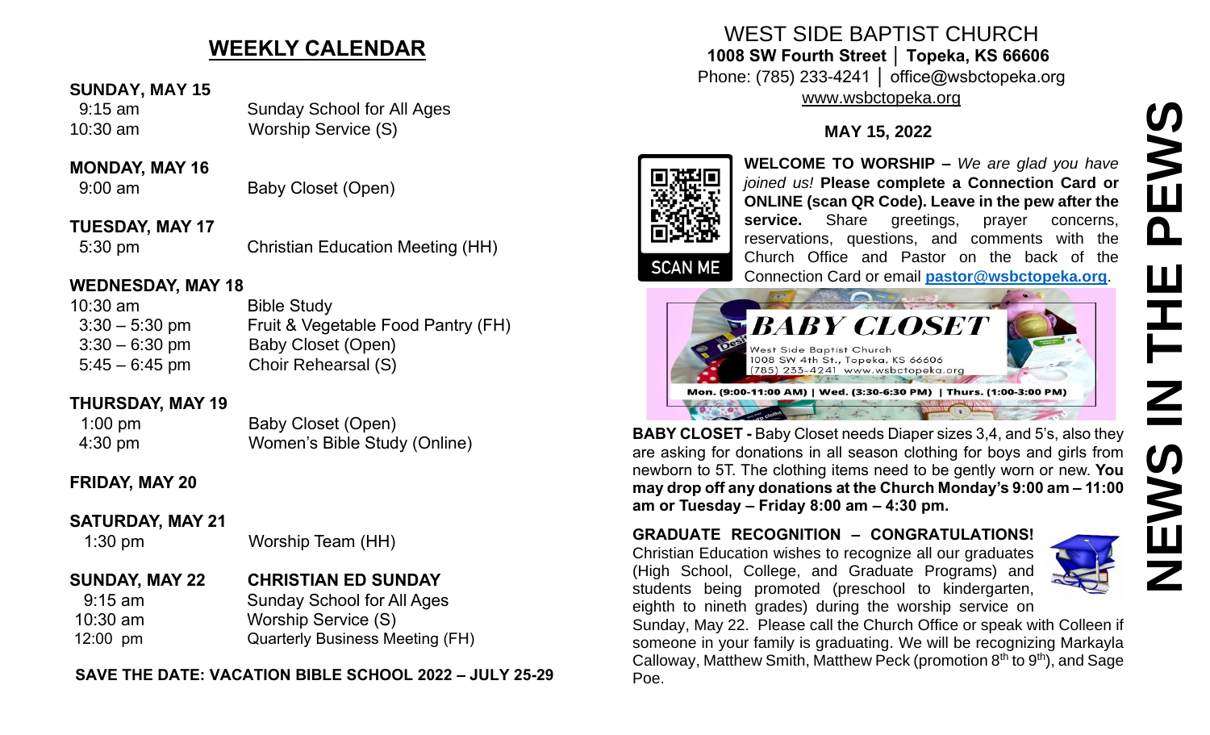## WEEKLY CALENDAR

**SUNDAY, MAY 15**

| | |
|---|---|
| 9:15 am | Sunday School for All Ages |
| 10:30 am | Worship Service (S) |

**MONDAY, MAY 16**

| | |
|---|---|
| 9:00 am | Baby Closet (Open) |

**TUESDAY, MAY 17**

| | |
|---|---|
| 5:30 pm | Christian Education Meeting (HH) |

**WEDNESDAY, MAY 18**

| | |
|---|---|
| 10:30 am | Bible Study |
| 3:30 – 5:30 pm | Fruit & Vegetable Food Pantry (FH) |
| 3:30 – 6:30 pm | Baby Closet (Open) |
| 5:45 – 6:45 pm | Choir Rehearsal (S) |

**THURSDAY, MAY 19**

| | |
|---|---|
| 1:00 pm | Baby Closet (Open) |
| 4:30 pm | Women's Bible Study (Online) |

**FRIDAY, MAY 20**

**SATURDAY, MAY 21**

| | |
|---|---|
| 1:30 pm | Worship Team (HH) |

**SUNDAY, MAY 22** — **CHRISTIAN ED SUNDAY**

| | |
|---|---|
| 9:15 am | Sunday School for All Ages |
| 10:30 am | Worship Service (S) |
| 12:00 pm | Quarterly Business Meeting (FH) |

**SAVE THE DATE: VACATION BIBLE SCHOOL 2022 – JULY 25-29**

# WEST SIDE BAPTIST CHURCH

**1008 SW Fourth Street │ Topeka, KS 66606**

Phone: (785) 233-4241 │ office@wsbctopeka.org

www.wsbctopeka.org

**MAY 15, 2022**

# NEWS IN THE PEWS

SCAN ME

**WELCOME TO WORSHIP –** *We are glad you have joined us!* **Please complete a Connection Card or ONLINE (scan QR Code). Leave in the pew after the service.** Share greetings, prayer concerns, reservations, questions, and comments with the Church Office and Pastor on the back of the Connection Card or email **pastor@wsbctopeka.org**.

**BABY CLOSET**

West Side Baptist Church
1008 SW 4th St., Topeka, KS 66606
(785) 233-4241 www.wsbctopeka.org

**Mon. (9:00-11:00 AM) | Wed. (3:30-6:30 PM) | Thurs. (1:00-3:00 PM)**

**BABY CLOSET -** Baby Closet needs Diaper sizes 3,4, and 5's, also they are asking for donations in all season clothing for boys and girls from newborn to 5T. The clothing items need to be gently worn or new. **You may drop off any donations at the Church Monday's 9:00 am – 11:00 am or Tuesday – Friday 8:00 am – 4:30 pm.**

**GRADUATE RECOGNITION – CONGRATULATIONS!** Christian Education wishes to recognize all our graduates (High School, College, and Graduate Programs) and students being promoted (preschool to kindergarten, eighth to ninth grades) during the worship service on Sunday, May 22. Please call the Church Office or speak with Colleen if someone in your family is graduating. We will be recognizing Markayla Calloway, Matthew Smith, Matthew Peck (promotion 8th to 9th), and Sage Poe.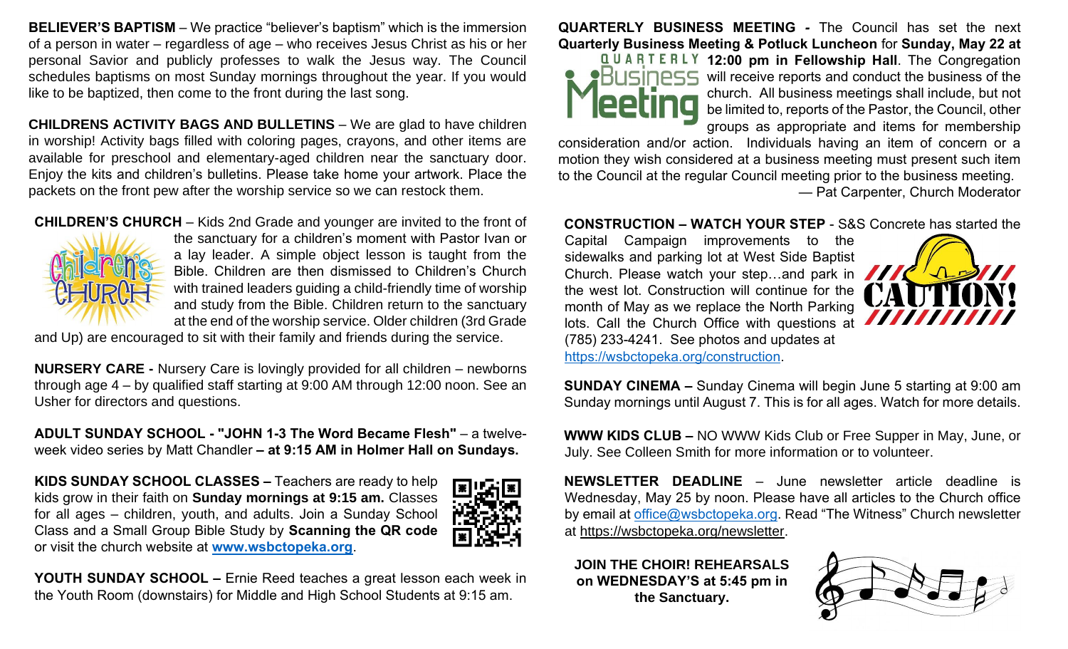**BELIEVER'S BAPTISM** – We practice "believer's baptism" which is the immersion of a person in water – regardless of age – who receives Jesus Christ as his or her personal Savior and publicly professes to walk the Jesus way. The Council schedules baptisms on most Sunday mornings throughout the year. If you would like to be baptized, then come to the front during the last song.

**CHILDRENS ACTIVITY BAGS AND BULLETINS** – We are glad to have children in worship! Activity bags filled with coloring pages, crayons, and other items are available for preschool and elementary-aged children near the sanctuary door. Enjoy the kits and children's bulletins. Please take home your artwork. Place the packets on the front pew after the worship service so we can restock them.

**CHILDREN'S CHURCH** – Kids 2nd Grade and younger are invited to the front of the sanctuary for a children's moment with Pastor Ivan or a lay leader. A simple object lesson is taught from the Bible. Children are then dismissed to Children's Church with trained leaders guiding a child-friendly time of worship and study from the Bible. Children return to the sanctuary at the end of the worship service. Older children (3rd Grade and Up) are encouraged to sit with their family and friends during the service.

**NURSERY CARE -** Nursery Care is lovingly provided for all children – newborns through age 4 – by qualified staff starting at 9:00 AM through 12:00 noon. See an Usher for directors and questions.

**ADULT SUNDAY SCHOOL - "JOHN 1-3 The Word Became Flesh"** – a twelve-week video series by Matt Chandler **– at 9:15 AM in Holmer Hall on Sundays.**

**KIDS SUNDAY SCHOOL CLASSES –** Teachers are ready to help kids grow in their faith on **Sunday mornings at 9:15 am.** Classes for all ages – children, youth, and adults. Join a Sunday School Class and a Small Group Bible Study by **Scanning the QR code** or visit the church website at **www.wsbctopeka.org**.

**YOUTH SUNDAY SCHOOL –** Ernie Reed teaches a great lesson each week in the Youth Room (downstairs) for Middle and High School Students at 9:15 am.

**QUARTERLY BUSINESS MEETING -** The Council has set the next **Quarterly Business Meeting & Potluck Luncheon** for **Sunday, May 22 at 12:00 pm in Fellowship Hall**. The Congregation will receive reports and conduct the business of the church. All business meetings shall include, but not be limited to, reports of the Pastor, the Council, other groups as appropriate and items for membership consideration and/or action. Individuals having an item of concern or a motion they wish considered at a business meeting must present such item to the Council at the regular Council meeting prior to the business meeting.

— Pat Carpenter, Church Moderator

**CONSTRUCTION – WATCH YOUR STEP** - S&S Concrete has started the Capital Campaign improvements to the sidewalks and parking lot at West Side Baptist Church. Please watch your step…and park in the west lot. Construction will continue for the month of May as we replace the North Parking lots. Call the Church Office with questions at (785) 233-4241. See photos and updates at https://wsbctopeka.org/construction.

**SUNDAY CINEMA –** Sunday Cinema will begin June 5 starting at 9:00 am Sunday mornings until August 7. This is for all ages. Watch for more details.

**WWW KIDS CLUB –** NO WWW Kids Club or Free Supper in May, June, or July. See Colleen Smith for more information or to volunteer.

**NEWSLETTER DEADLINE** – June newsletter article deadline is Wednesday, May 25 by noon. Please have all articles to the Church office by email at office@wsbctopeka.org. Read "The Witness" Church newsletter at https://wsbctopeka.org/newsletter.

**JOIN THE CHOIR! REHEARSALS on WEDNESDAY'S at 5:45 pm in the Sanctuary.**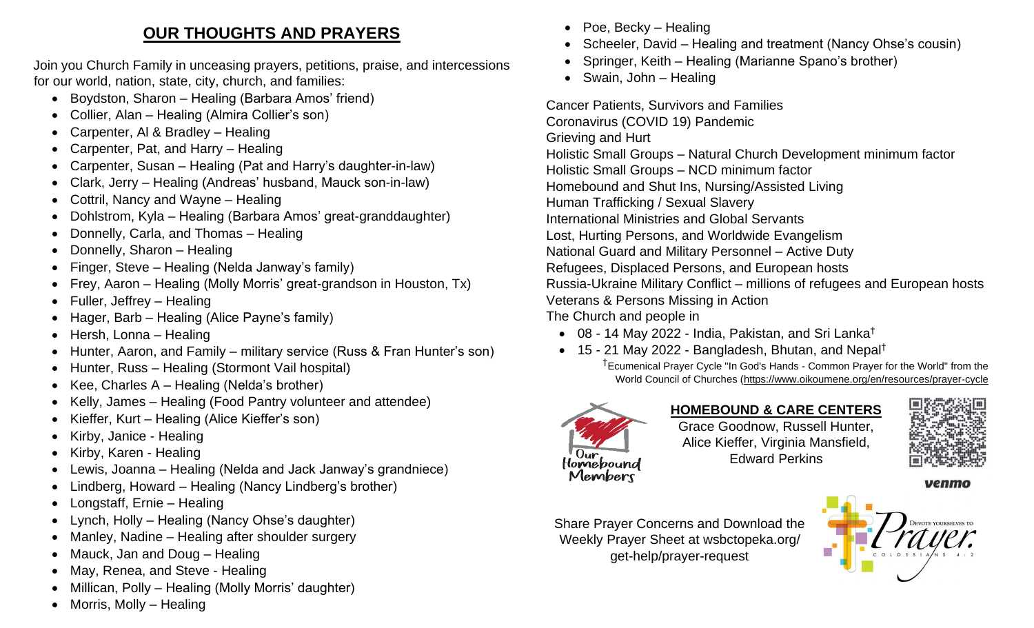## OUR THOUGHTS AND PRAYERS

Join you Church Family in unceasing prayers, petitions, praise, and intercessions for our world, nation, state, city, church, and families:

- Boydston, Sharon – Healing (Barbara Amos' friend)
- Collier, Alan – Healing (Almira Collier's son)
- Carpenter, Al & Bradley – Healing
- Carpenter, Pat, and Harry – Healing
- Carpenter, Susan – Healing (Pat and Harry's daughter-in-law)
- Clark, Jerry – Healing (Andreas' husband, Mauck son-in-law)
- Cottril, Nancy and Wayne – Healing
- Dohlstrom, Kyla – Healing (Barbara Amos' great-granddaughter)
- Donnelly, Carla, and Thomas – Healing
- Donnelly, Sharon – Healing
- Finger, Steve – Healing (Nelda Janway's family)
- Frey, Aaron – Healing (Molly Morris' great-grandson in Houston, Tx)
- Fuller, Jeffrey – Healing
- Hager, Barb – Healing (Alice Payne's family)
- Hersh, Lonna – Healing
- Hunter, Aaron, and Family – military service (Russ & Fran Hunter's son)
- Hunter, Russ – Healing (Stormont Vail hospital)
- Kee, Charles A – Healing (Nelda's brother)
- Kelly, James – Healing (Food Pantry volunteer and attendee)
- Kieffer, Kurt – Healing (Alice Kieffer's son)
- Kirby, Janice - Healing
- Kirby, Karen - Healing
- Lewis, Joanna – Healing (Nelda and Jack Janway's grandniece)
- Lindberg, Howard – Healing (Nancy Lindberg's brother)
- Longstaff, Ernie – Healing
- Lynch, Holly – Healing (Nancy Ohse's daughter)
- Manley, Nadine – Healing after shoulder surgery
- Mauck, Jan and Doug – Healing
- May, Renea, and Steve - Healing
- Millican, Polly – Healing (Molly Morris' daughter)
- Morris, Molly – Healing
- Poe, Becky – Healing
- Scheeler, David – Healing and treatment (Nancy Ohse's cousin)
- Springer, Keith – Healing (Marianne Spano's brother)
- Swain, John – Healing

Cancer Patients, Survivors and Families
Coronavirus (COVID 19) Pandemic
Grieving and Hurt
Holistic Small Groups – Natural Church Development minimum factor
Holistic Small Groups – NCD minimum factor
Homebound and Shut Ins, Nursing/Assisted Living
Human Trafficking / Sexual Slavery
International Ministries and Global Servants
Lost, Hurting Persons, and Worldwide Evangelism
National Guard and Military Personnel – Active Duty
Refugees, Displaced Persons, and European hosts
Russia-Ukraine Military Conflict – millions of refugees and European hosts
Veterans & Persons Missing in Action
The Church and people in

- 08 - 14 May 2022 - India, Pakistan, and Sri Lanka†
- 15 - 21 May 2022 - Bangladesh, Bhutan, and Nepal†

†Ecumenical Prayer Cycle "In God's Hands - Common Prayer for the World" from the World Council of Churches (https://www.oikoumene.org/en/resources/prayer-cycle

Our Homebound Members

### HOMEBOUND & CARE CENTERS

Grace Goodnow, Russell Hunter, Alice Kieffer, Virginia Mansfield, Edward Perkins

venmo

Share Prayer Concerns and Download the Weekly Prayer Sheet at wsbctopeka.org/get-help/prayer-request

DEVOTE YOURSELVES TO *Prayer.* COLOSSIANS 4:2